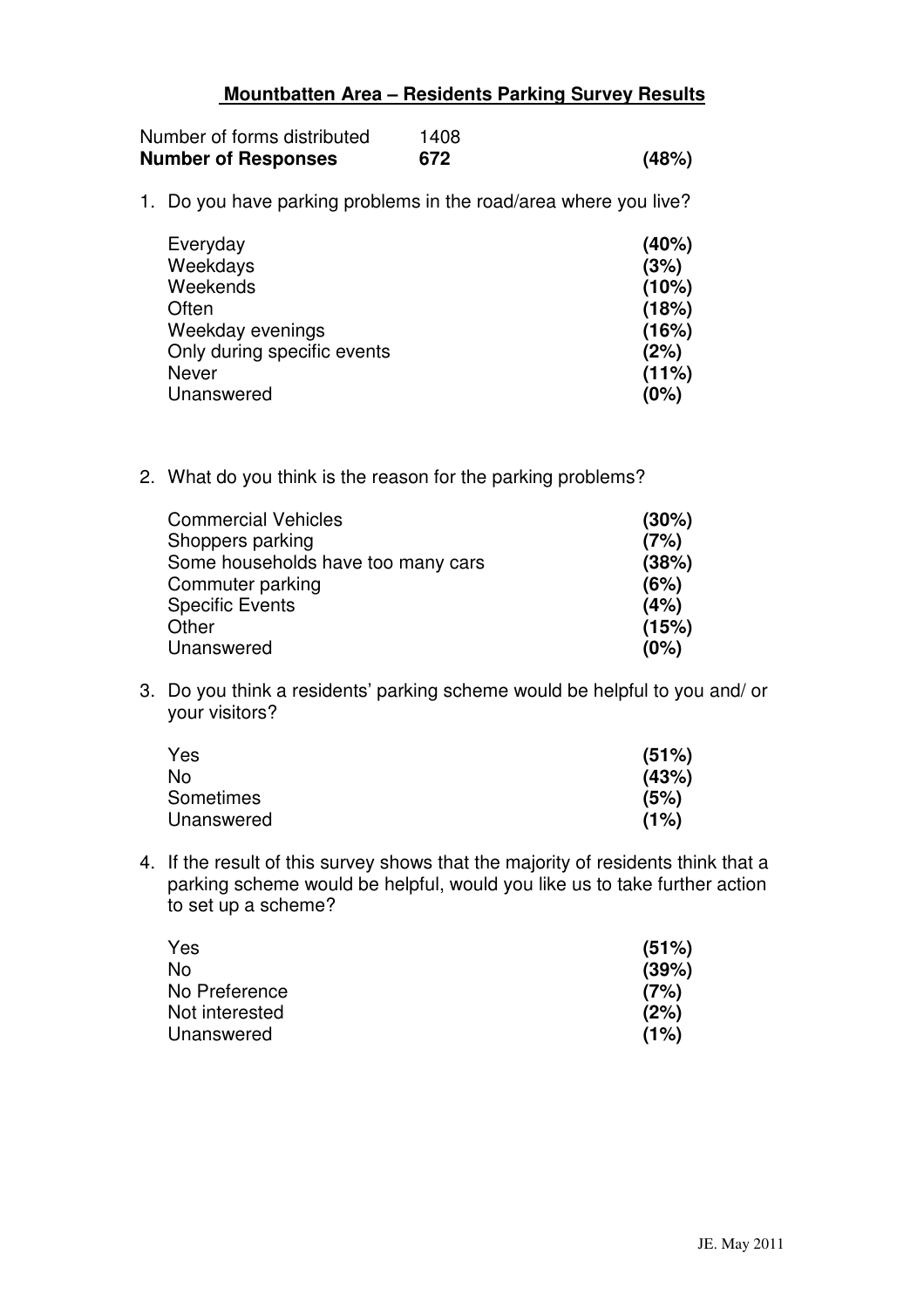# Mountbatten Area – Residents Parking Survey Results

| | | |
|---|---|---|
| Number of forms distributed | 1408 | |
| **Number of Responses** | **672** | **(48%)** |

1. Do you have parking problems in the road/area where you live?

| | |
|---|---|
| Everyday | **(40%)** |
| Weekdays | **(3%)** |
| Weekends | **(10%)** |
| Often | **(18%)** |
| Weekday evenings | **(16%)** |
| Only during specific events | **(2%)** |
| Never | **(11%)** |
| Unanswered | **(0%)** |

2. What do you think is the reason for the parking problems?

| | |
|---|---|
| Commercial Vehicles | **(30%)** |
| Shoppers parking | **(7%)** |
| Some households have too many cars | **(38%)** |
| Commuter parking | **(6%)** |
| Specific Events | **(4%)** |
| Other | **(15%)** |
| Unanswered | **(0%)** |

3. Do you think a residents' parking scheme would be helpful to you and/ or your visitors?

| | |
|---|---|
| Yes | **(51%)** |
| No | **(43%)** |
| Sometimes | **(5%)** |
| Unanswered | **(1%)** |

4. If the result of this survey shows that the majority of residents think that a parking scheme would be helpful, would you like us to take further action to set up a scheme?

| | |
|---|---|
| Yes | **(51%)** |
| No | **(39%)** |
| No Preference | **(7%)** |
| Not interested | **(2%)** |
| Unanswered | **(1%)** |

JE. May 2011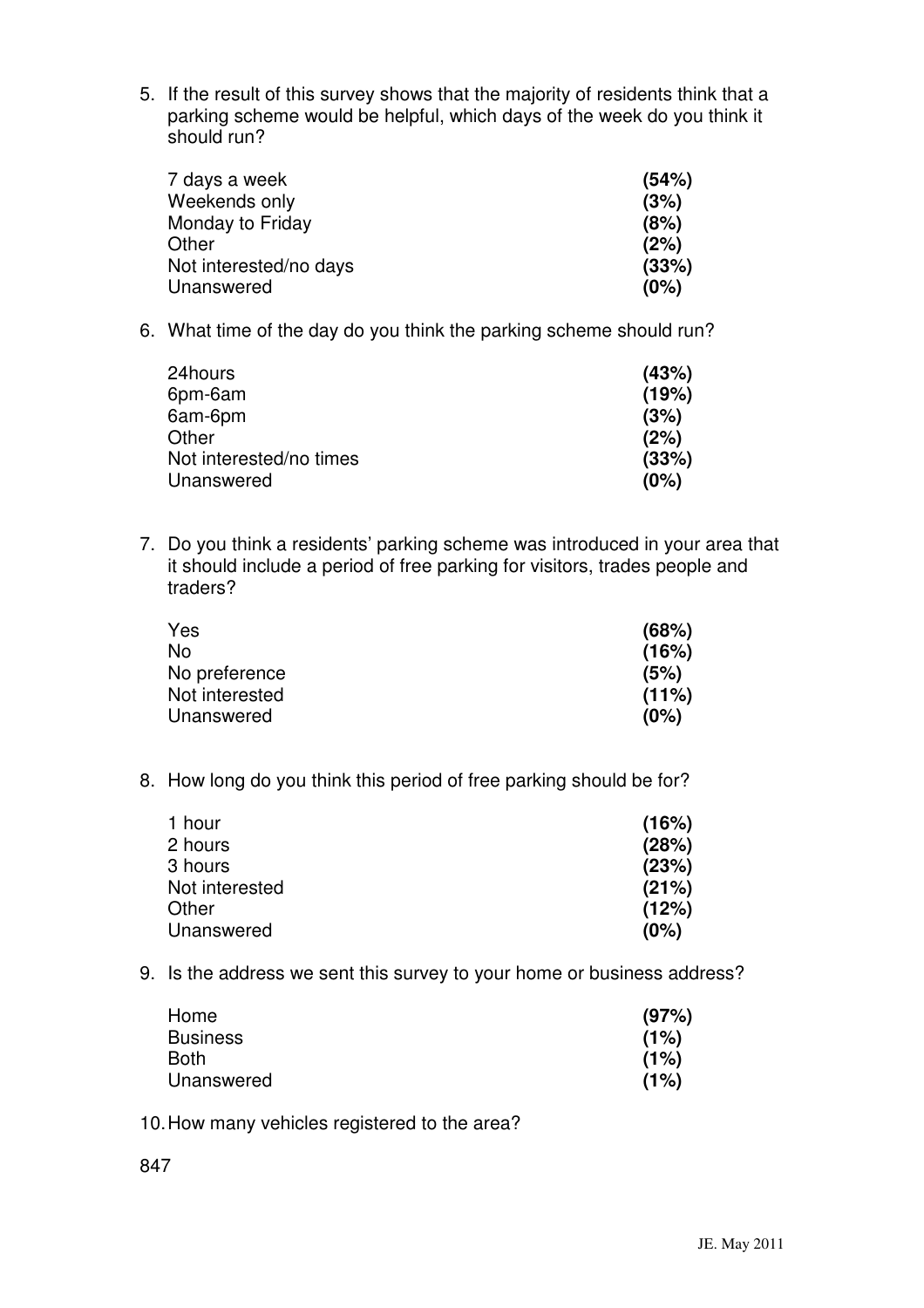5. If the result of this survey shows that the majority of residents think that a parking scheme would be helpful, which days of the week do you think it should run?

| | |
|---|---|
| 7 days a week | **(54%)** |
| Weekends only | **(3%)** |
| Monday to Friday | **(8%)** |
| Other | **(2%)** |
| Not interested/no days | **(33%)** |
| Unanswered | **(0%)** |

6. What time of the day do you think the parking scheme should run?

| | |
|---|---|
| 24hours | **(43%)** |
| 6pm-6am | **(19%)** |
| 6am-6pm | **(3%)** |
| Other | **(2%)** |
| Not interested/no times | **(33%)** |
| Unanswered | **(0%)** |

7. Do you think a residents' parking scheme was introduced in your area that it should include a period of free parking for visitors, trades people and traders?

| | |
|---|---|
| Yes | **(68%)** |
| No | **(16%)** |
| No preference | **(5%)** |
| Not interested | **(11%)** |
| Unanswered | **(0%)** |

8. How long do you think this period of free parking should be for?

| | |
|---|---|
| 1 hour | **(16%)** |
| 2 hours | **(28%)** |
| 3 hours | **(23%)** |
| Not interested | **(21%)** |
| Other | **(12%)** |
| Unanswered | **(0%)** |

9. Is the address we sent this survey to your home or business address?

| | |
|---|---|
| Home | **(97%)** |
| Business | **(1%)** |
| Both | **(1%)** |
| Unanswered | **(1%)** |

10. How many vehicles registered to the area?

847

JE. May 2011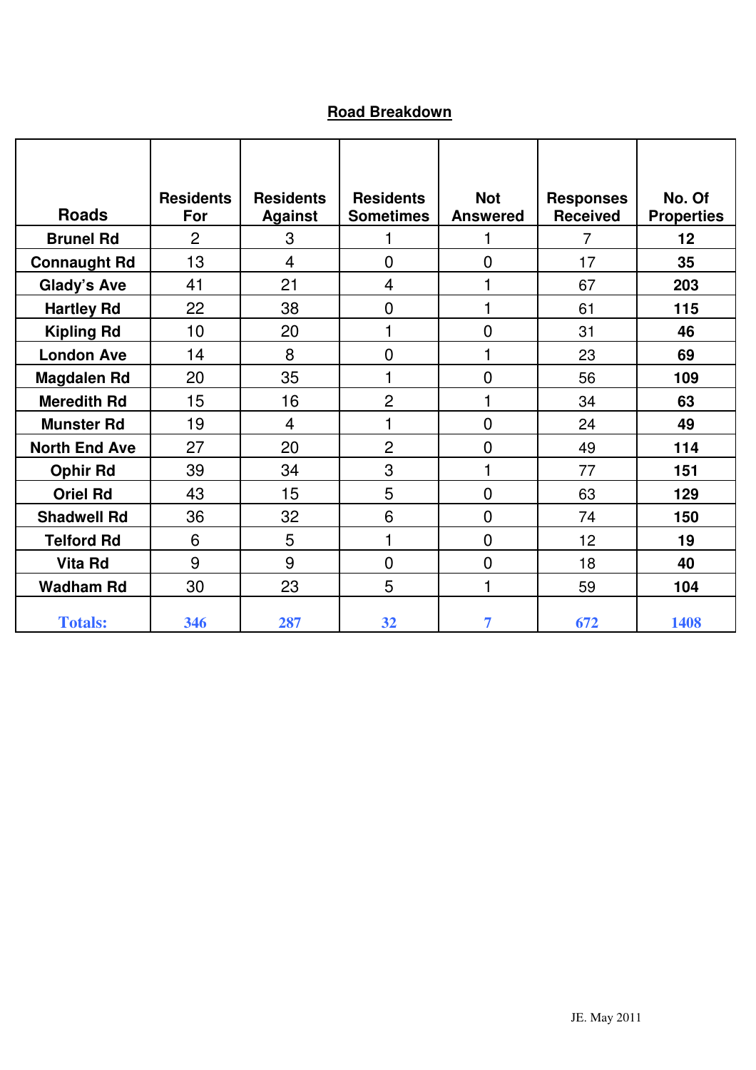## Road Breakdown

| Roads | Residents For | Residents Against | Residents Sometimes | Not Answered | Responses Received | No. Of Properties |
|---|---|---|---|---|---|---|
| Brunel Rd | 2 | 3 | 1 | 1 | 7 | **12** |
| Connaught Rd | 13 | 4 | 0 | 0 | 17 | **35** |
| Glady's Ave | 41 | 21 | 4 | 1 | 67 | **203** |
| Hartley Rd | 22 | 38 | 0 | 1 | 61 | **115** |
| Kipling Rd | 10 | 20 | 1 | 0 | 31 | **46** |
| London Ave | 14 | 8 | 0 | 1 | 23 | **69** |
| Magdalen Rd | 20 | 35 | 1 | 0 | 56 | **109** |
| Meredith Rd | 15 | 16 | 2 | 1 | 34 | **63** |
| Munster Rd | 19 | 4 | 1 | 0 | 24 | **49** |
| North End Ave | 27 | 20 | 2 | 0 | 49 | **114** |
| Ophir Rd | 39 | 34 | 3 | 1 | 77 | **151** |
| Oriel Rd | 43 | 15 | 5 | 0 | 63 | **129** |
| Shadwell Rd | 36 | 32 | 6 | 0 | 74 | **150** |
| Telford Rd | 6 | 5 | 1 | 0 | 12 | **19** |
| Vita Rd | 9 | 9 | 0 | 0 | 18 | **40** |
| Wadham Rd | 30 | 23 | 5 | 1 | 59 | **104** |
| **Totals:** | **346** | **287** | **32** | **7** | **672** | **1408** |

JE. May 2011